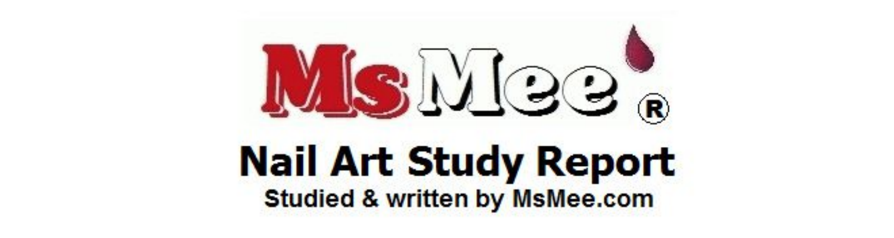MsMee®

# Nail Art Study Report

**Studied & written by MsMee.com**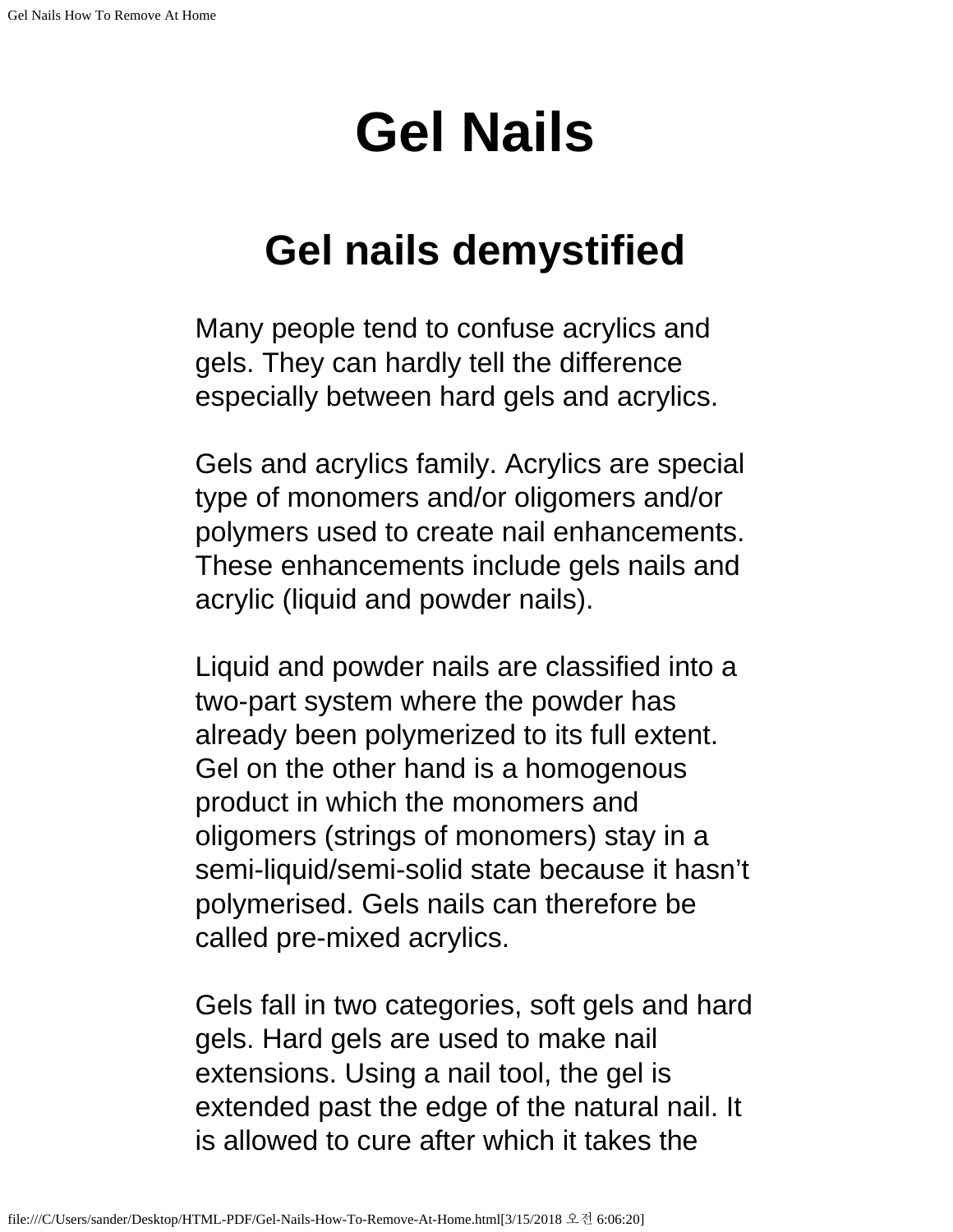# Gel Nails

## Gel nails demystified

Many people tend to confuse acrylics and gels. They can hardly tell the difference especially between hard gels and acrylics.

Gels and acrylics family. Acrylics are special type of monomers and/or oligomers and/or polymers used to create nail enhancements. These enhancements include gels nails and acrylic (liquid and powder nails).

Liquid and powder nails are classified into a two-part system where the powder has already been polymerized to its full extent. Gel on the other hand is a homogenous product in which the monomers and oligomers (strings of monomers) stay in a semi-liquid/semi-solid state because it hasn't polymerised. Gels nails can therefore be called pre-mixed acrylics.

Gels fall in two categories, soft gels and hard gels. Hard gels are used to make nail extensions. Using a nail tool, the gel is extended past the edge of the natural nail. It is allowed to cure after which it takes the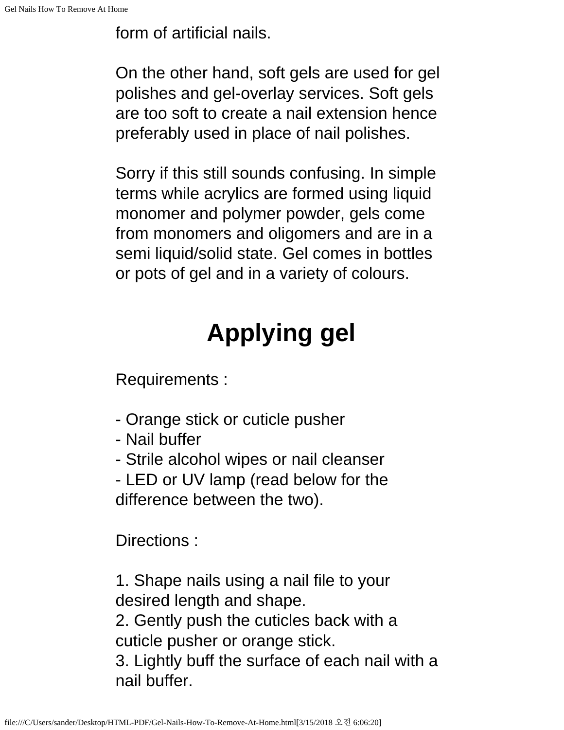form of artificial nails.

On the other hand, soft gels are used for gel polishes and gel-overlay services. Soft gels are too soft to create a nail extension hence preferably used in place of nail polishes.

Sorry if this still sounds confusing. In simple terms while acrylics are formed using liquid monomer and polymer powder, gels come from monomers and oligomers and are in a semi liquid/solid state. Gel comes in bottles or pots of gel and in a variety of colours.

# Applying gel

Requirements :

- Orange stick or cuticle pusher
- Nail buffer
- Strile alcohol wipes or nail cleanser
- LED or UV lamp (read below for the difference between the two).

Directions :

1. Shape nails using a nail file to your desired length and shape.
2. Gently push the cuticles back with a cuticle pusher or orange stick.
3. Lightly buff the surface of each nail with a nail buffer.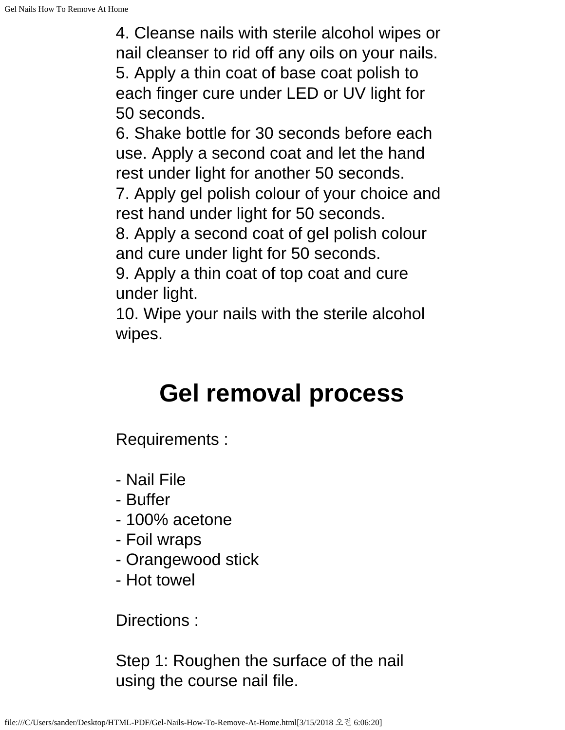4. Cleanse nails with sterile alcohol wipes or nail cleanser to rid off any oils on your nails.
5. Apply a thin coat of base coat polish to each finger cure under LED or UV light for 50 seconds.
6. Shake bottle for 30 seconds before each use. Apply a second coat and let the hand rest under light for another 50 seconds.
7. Apply gel polish colour of your choice and rest hand under light for 50 seconds.
8. Apply a second coat of gel polish colour and cure under light for 50 seconds.
9. Apply a thin coat of top coat and cure under light.
10. Wipe your nails with the sterile alcohol wipes.

## Gel removal process

Requirements :

- Nail File
- Buffer
- 100% acetone
- Foil wraps
- Orangewood stick
- Hot towel

Directions :

Step 1: Roughen the surface of the nail using the course nail file.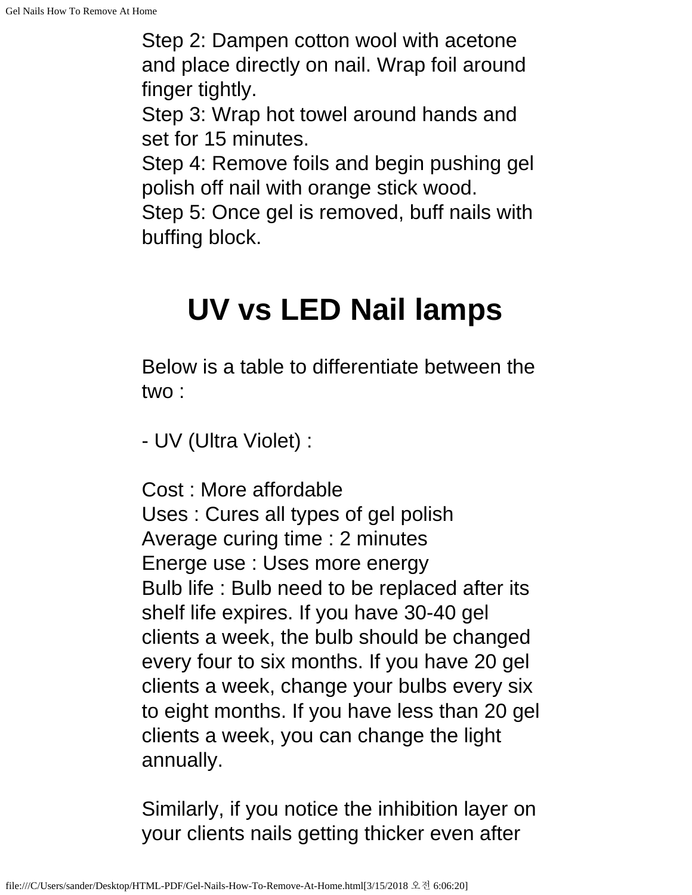Step 2: Dampen cotton wool with acetone and place directly on nail. Wrap foil around finger tightly.
Step 3: Wrap hot towel around hands and set for 15 minutes.
Step 4: Remove foils and begin pushing gel polish off nail with orange stick wood.
Step 5: Once gel is removed, buff nails with buffing block.

# UV vs LED Nail lamps

Below is a table to differentiate between the two :

- UV (Ultra Violet) :

Cost : More affordable
Uses : Cures all types of gel polish
Average curing time : 2 minutes
Energe use : Uses more energy
Bulb life : Bulb need to be replaced after its shelf life expires. If you have 30-40 gel clients a week, the bulb should be changed every four to six months. If you have 20 gel clients a week, change your bulbs every six to eight months. If you have less than 20 gel clients a week, you can change the light annually.

Similarly, if you notice the inhibition layer on your clients nails getting thicker even after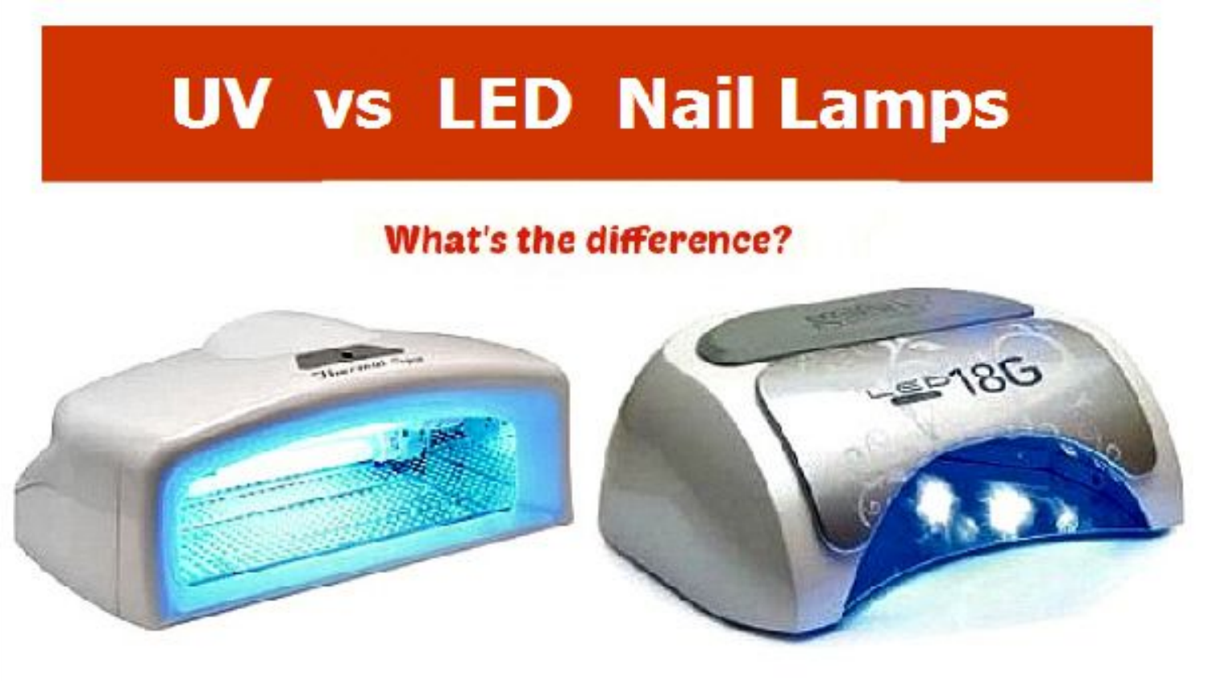# UV vs LED Nail Lamps

**What's the difference?**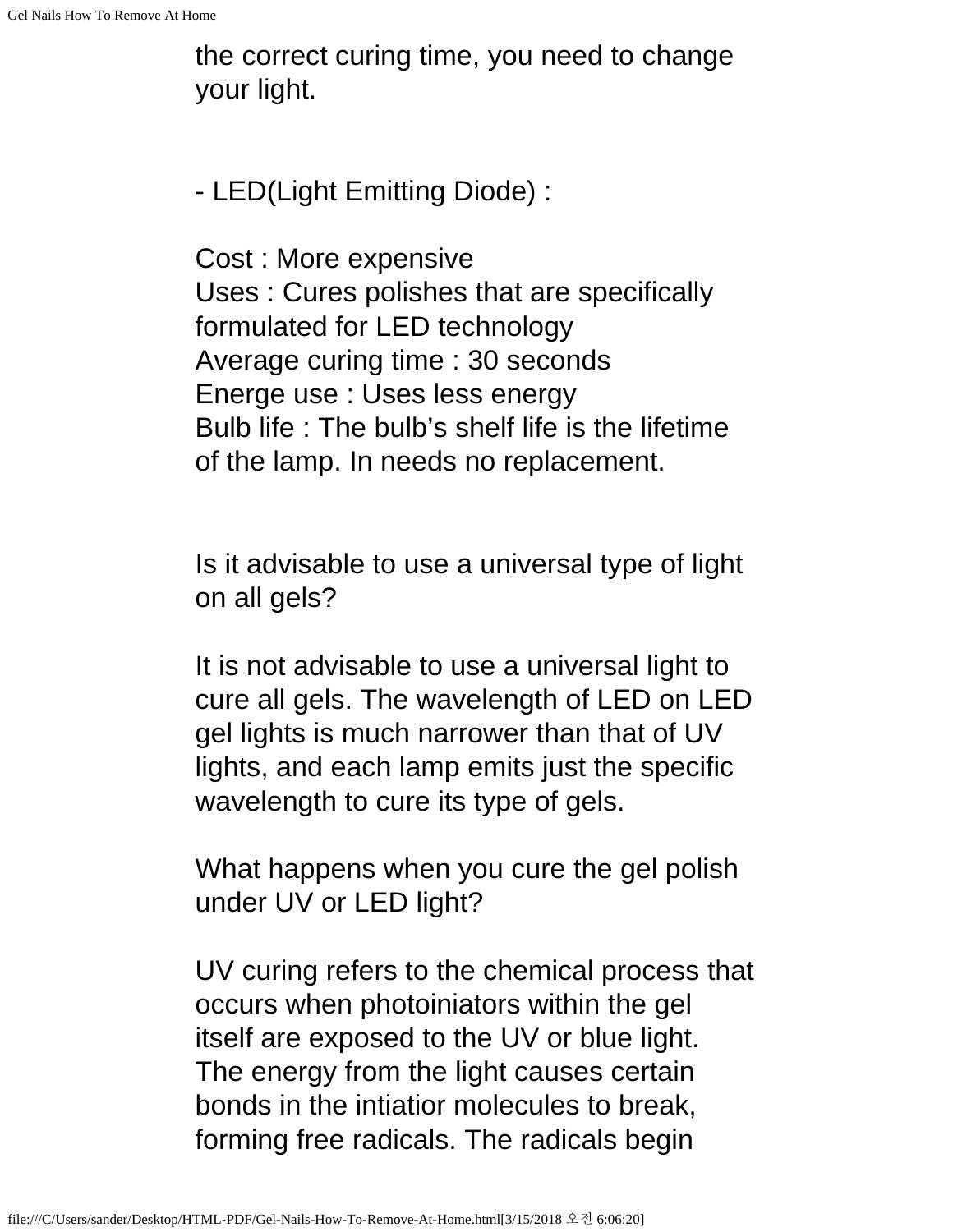the correct curing time, you need to change your light.

- LED(Light Emitting Diode) :

Cost : More expensive
Uses : Cures polishes that are specifically formulated for LED technology
Average curing time : 30 seconds
Energe use : Uses less energy
Bulb life : The bulb's shelf life is the lifetime of the lamp. In needs no replacement.

Is it advisable to use a universal type of light on all gels?

It is not advisable to use a universal light to cure all gels. The wavelength of LED on LED gel lights is much narrower than that of UV lights, and each lamp emits just the specific wavelength to cure its type of gels.

What happens when you cure the gel polish under UV or LED light?

UV curing refers to the chemical process that occurs when photoiniators within the gel itself are exposed to the UV or blue light. The energy from the light causes certain bonds in the intiatior molecules to break, forming free radicals. The radicals begin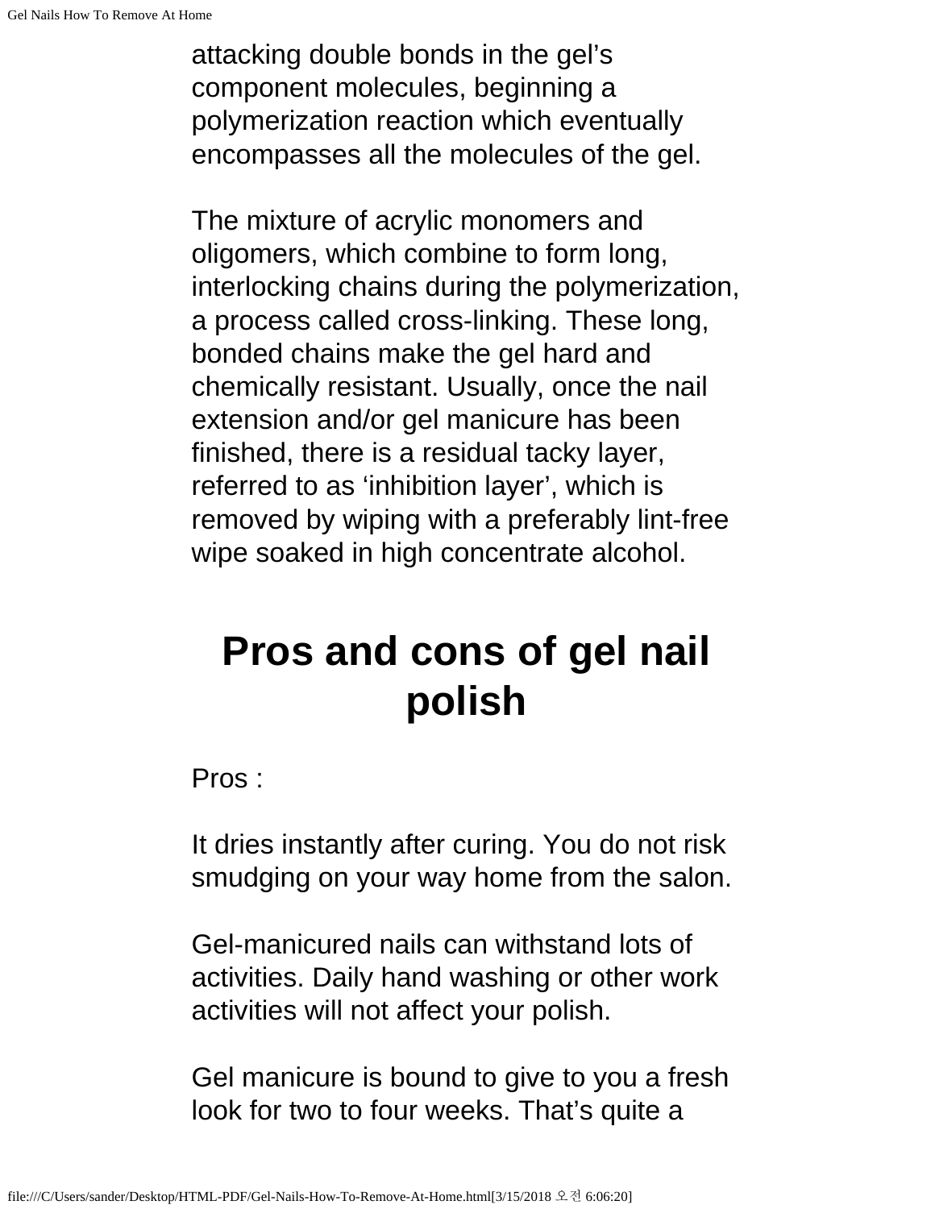attacking double bonds in the gel's component molecules, beginning a polymerization reaction which eventually encompasses all the molecules of the gel.

The mixture of acrylic monomers and oligomers, which combine to form long, interlocking chains during the polymerization, a process called cross-linking. These long, bonded chains make the gel hard and chemically resistant. Usually, once the nail extension and/or gel manicure has been finished, there is a residual tacky layer, referred to as 'inhibition layer', which is removed by wiping with a preferably lint-free wipe soaked in high concentrate alcohol.

# Pros and cons of gel nail polish

Pros :

It dries instantly after curing. You do not risk smudging on your way home from the salon.

Gel-manicured nails can withstand lots of activities. Daily hand washing or other work activities will not affect your polish.

Gel manicure is bound to give to you a fresh look for two to four weeks. That's quite a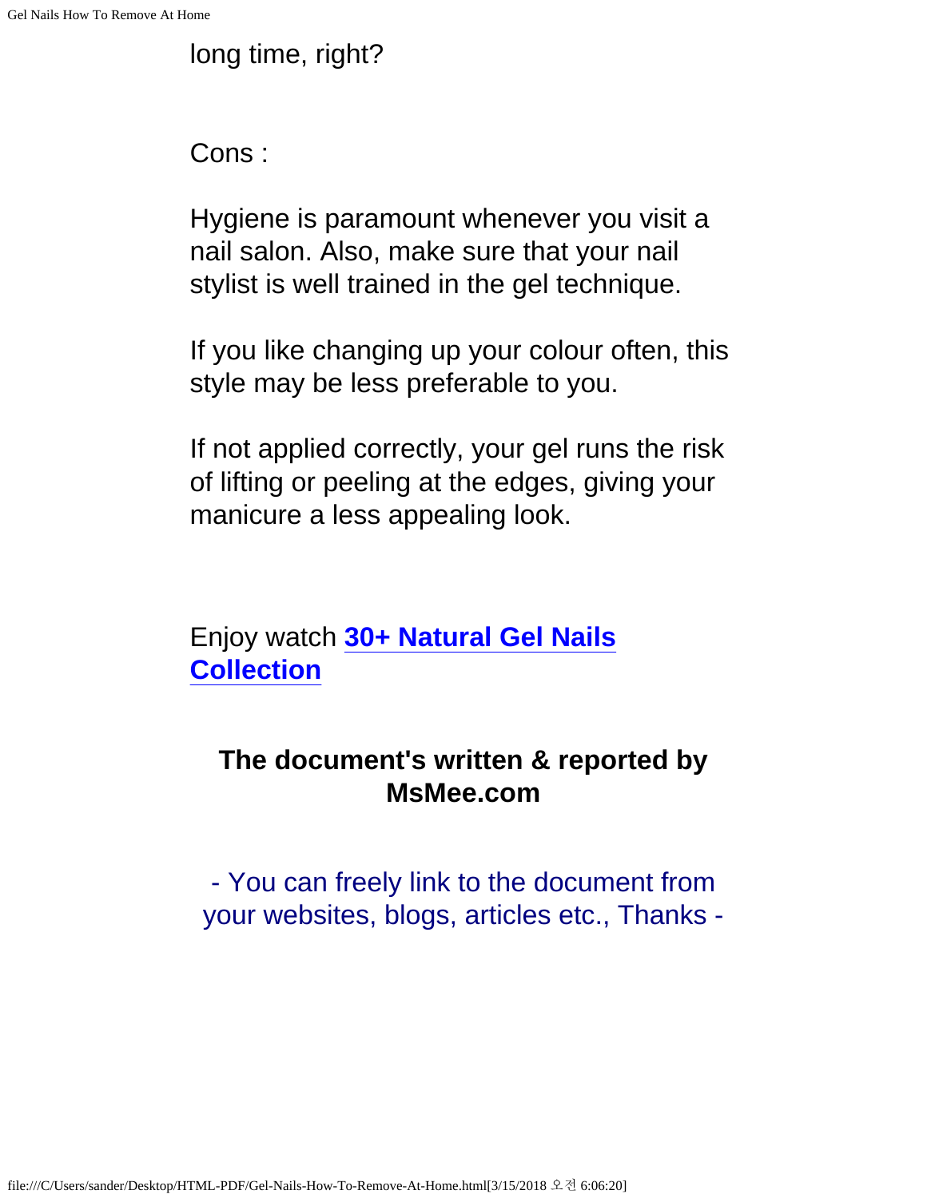long time, right?

Cons :

Hygiene is paramount whenever you visit a nail salon. Also, make sure that your nail stylist is well trained in the gel technique.

If you like changing up your colour often, this style may be less preferable to you.

If not applied correctly, your gel runs the risk of lifting or peeling at the edges, giving your manicure a less appealing look.

Enjoy watch **30+ Natural Gel Nails Collection**

**The document's written & reported by MsMee.com**

- You can freely link to the document from your websites, blogs, articles etc., Thanks -